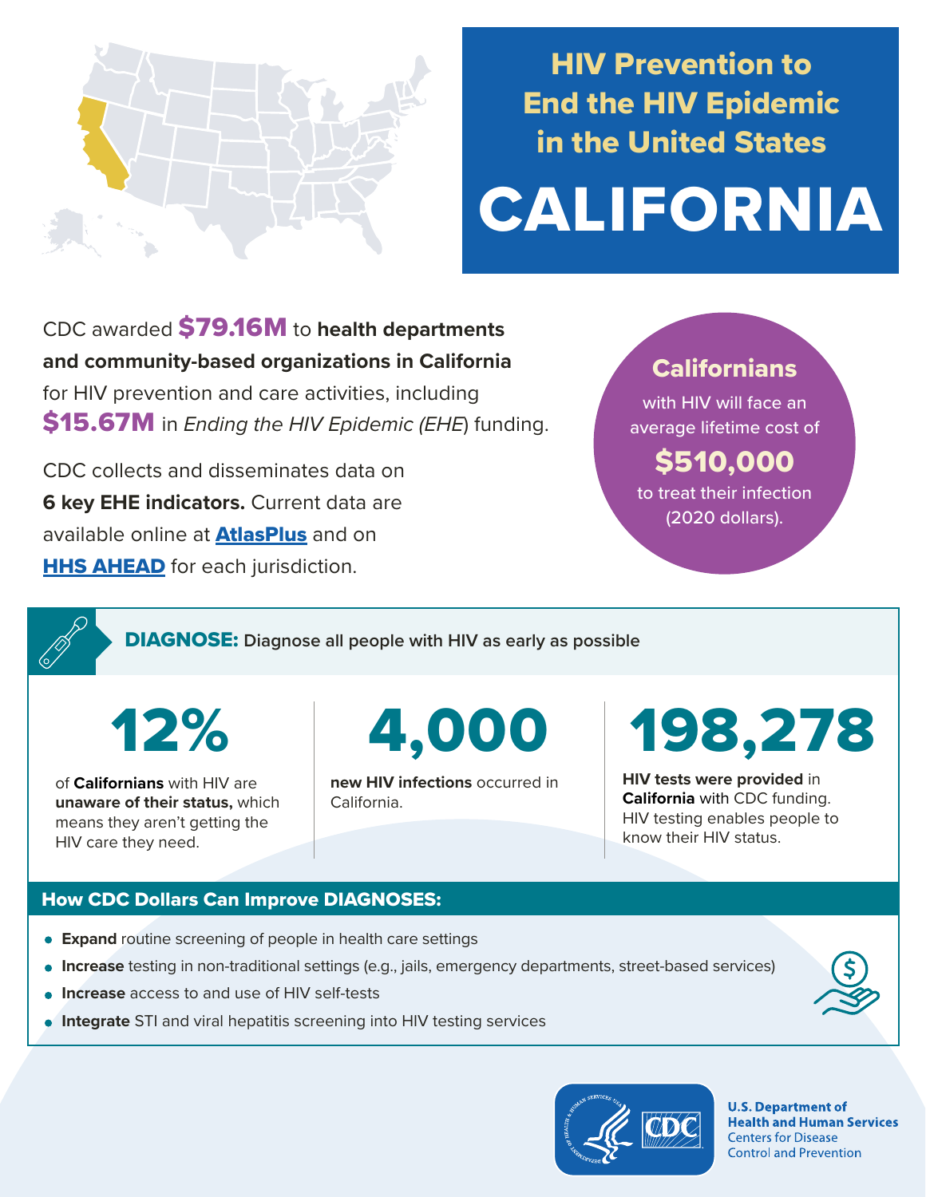# HIV Prevention to End the HIV Epidemic in the United States

# CALIFORNIA

CDC awarded **$79.16M** to **health departments and community-based organizations in California** for HIV prevention and care activities, including **$15.67M** in *Ending the HIV Epidemic (EHE)* funding.

CDC collects and disseminates data on **6 key EHE indicators.** Current data are available online at **AtlasPlus** and on **HHS AHEAD** for each jurisdiction.

**Californians** with HIV will face an average lifetime cost of **$510,000** to treat their infection (2020 dollars).

## DIAGNOSE: Diagnose all people with HIV as early as possible

**12%**

of **Californians** with HIV are **unaware of their status,** which means they aren't getting the HIV care they need.

**4,000**

**new HIV infections** occurred in California.

**198,278**

**HIV tests were provided** in **California** with CDC funding. HIV testing enables people to know their HIV status.

### How CDC Dollars Can Improve DIAGNOSES:

- **Expand** routine screening of people in health care settings
- **Increase** testing in non-traditional settings (e.g., jails, emergency departments, street-based services)
- **Increase** access to and use of HIV self-tests
- **Integrate** STI and viral hepatitis screening into HIV testing services

U.S. Department of Health and Human Services
Centers for Disease Control and Prevention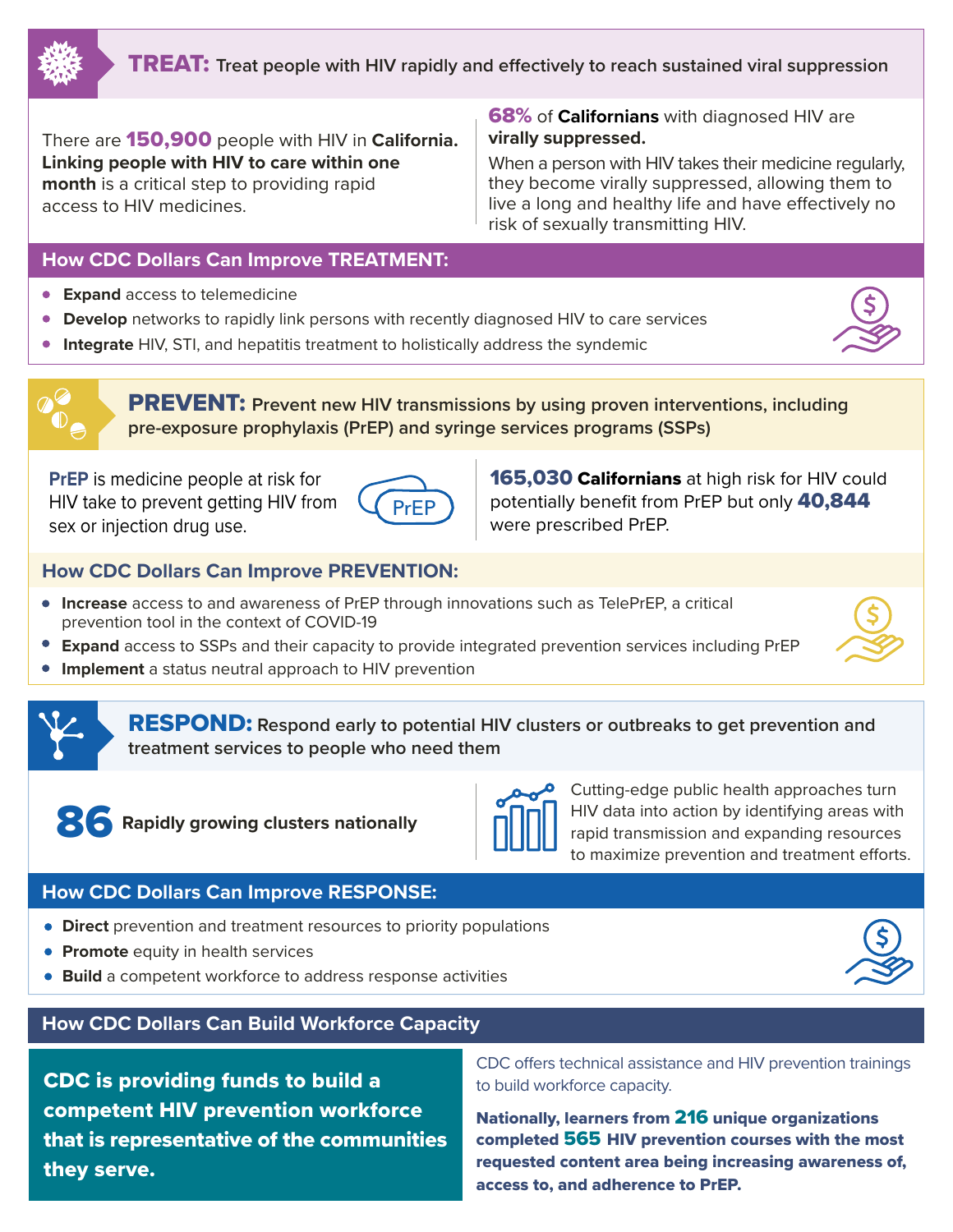## TREAT: Treat people with HIV rapidly and effectively to reach sustained viral suppression

There are **150,900** people with HIV in **California. Linking people with HIV to care within one month** is a critical step to providing rapid access to HIV medicines.

**68%** of **Californians** with diagnosed HIV are **virally suppressed.**

When a person with HIV takes their medicine regularly, they become virally suppressed, allowing them to live a long and healthy life and have effectively no risk of sexually transmitting HIV.

### How CDC Dollars Can Improve TREATMENT:

- **Expand** access to telemedicine
- **Develop** networks to rapidly link persons with recently diagnosed HIV to care services
- **Integrate** HIV, STI, and hepatitis treatment to holistically address the syndemic

## PREVENT: Prevent new HIV transmissions by using proven interventions, including pre-exposure prophylaxis (PrEP) and syringe services programs (SSPs)

**PrEP** is medicine people at risk for HIV take to prevent getting HIV from sex or injection drug use.

**165,030 Californians** at high risk for HIV could potentially benefit from PrEP but only **40,844** were prescribed PrEP.

### How CDC Dollars Can Improve PREVENTION:

- **Increase** access to and awareness of PrEP through innovations such as TelePrEP, a critical prevention tool in the context of COVID-19
- **Expand** access to SSPs and their capacity to provide integrated prevention services including PrEP
- **Implement** a status neutral approach to HIV prevention

## RESPOND: Respond early to potential HIV clusters or outbreaks to get prevention and treatment services to people who need them

**86** **Rapidly growing clusters nationally**

Cutting-edge public health approaches turn HIV data into action by identifying areas with rapid transmission and expanding resources to maximize prevention and treatment efforts.

### How CDC Dollars Can Improve RESPONSE:

- **Direct** prevention and treatment resources to priority populations
- **Promote** equity in health services
- **Build** a competent workforce to address response activities

### How CDC Dollars Can Build Workforce Capacity

**CDC is providing funds to build a competent HIV prevention workforce that is representative of the communities they serve.**

CDC offers technical assistance and HIV prevention trainings to build workforce capacity.

**Nationally, learners from 216 unique organizations completed 565 HIV prevention courses with the most requested content area being increasing awareness of, access to, and adherence to PrEP.**